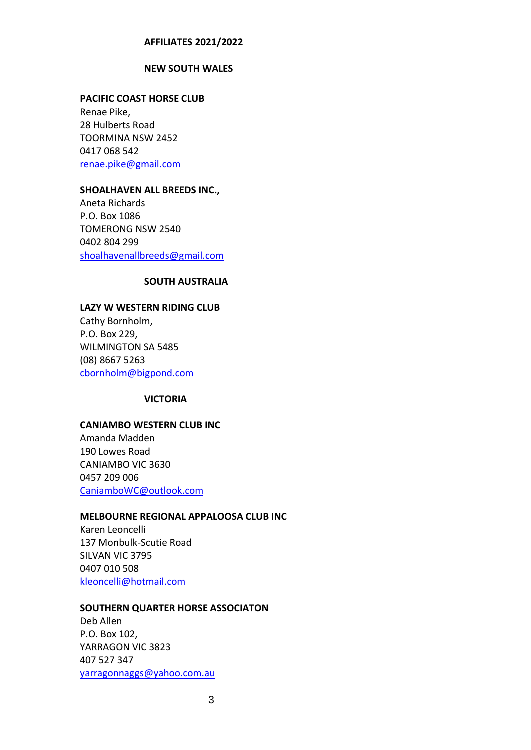# AFFILIATES 2021/2022

## NEW SOUTH WALES

**PACIFIC COAST HORSE CLUB**
Renae Pike,
28 Hulberts Road
TOORMINA NSW 2452
0417 068 542
renae.pike@gmail.com

**SHOALHAVEN ALL BREEDS INC.,**
Aneta Richards
P.O. Box 1086
TOMERONG NSW 2540
0402 804 299
shoalhavenallbreeds@gmail.com

## SOUTH AUSTRALIA

**LAZY W WESTERN RIDING CLUB**
Cathy Bornholm,
P.O. Box 229,
WILMINGTON SA 5485
(08) 8667 5263
cbornholm@bigpond.com

## VICTORIA

**CANIAMBO WESTERN CLUB INC**
Amanda Madden
190 Lowes Road
CANIAMBO VIC 3630
0457 209 006
CaniamboWC@outlook.com

**MELBOURNE REGIONAL APPALOOSA CLUB INC**
Karen Leoncelli
137 Monbulk-Scutie Road
SILVAN VIC 3795
0407 010 508
kleoncelli@hotmail.com

**SOUTHERN QUARTER HORSE ASSOCIATON**
Deb Allen
P.O. Box 102,
YARRAGON VIC 3823
407 527 347
yarragonnaggs@yahoo.com.au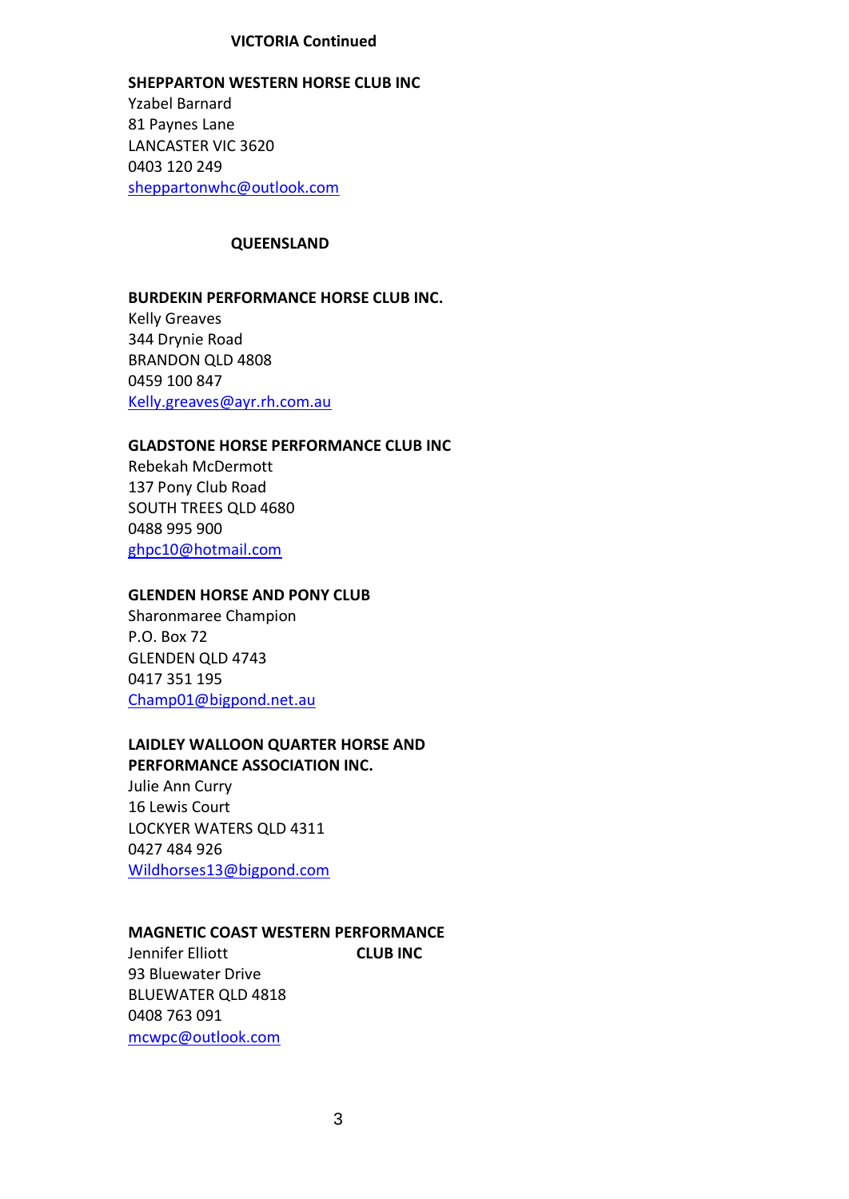## VICTORIA Continued

**SHEPPARTON WESTERN HORSE CLUB INC**
Yzabel Barnard
81 Paynes Lane
LANCASTER VIC 3620
0403 120 249
sheppartonwhc@outlook.com

## QUEENSLAND

**BURDEKIN PERFORMANCE HORSE CLUB INC.**
Kelly Greaves
344 Drynie Road
BRANDON QLD 4808
0459 100 847
Kelly.greaves@ayr.rh.com.au

**GLADSTONE HORSE PERFORMANCE CLUB INC**
Rebekah McDermott
137 Pony Club Road
SOUTH TREES QLD 4680
0488 995 900
ghpc10@hotmail.com

**GLENDEN HORSE AND PONY CLUB**
Sharonmaree Champion
P.O. Box 72
GLENDEN QLD 4743
0417 351 195
Champ01@bigpond.net.au

**LAIDLEY WALLOON QUARTER HORSE AND PERFORMANCE ASSOCIATION INC.**
Julie Ann Curry
16 Lewis Court
LOCKYER WATERS QLD 4311
0427 484 926
Wildhorses13@bigpond.com

**MAGNETIC COAST WESTERN PERFORMANCE CLUB INC**
Jennifer Elliott
93 Bluewater Drive
BLUEWATER QLD 4818
0408 763 091
mcwpc@outlook.com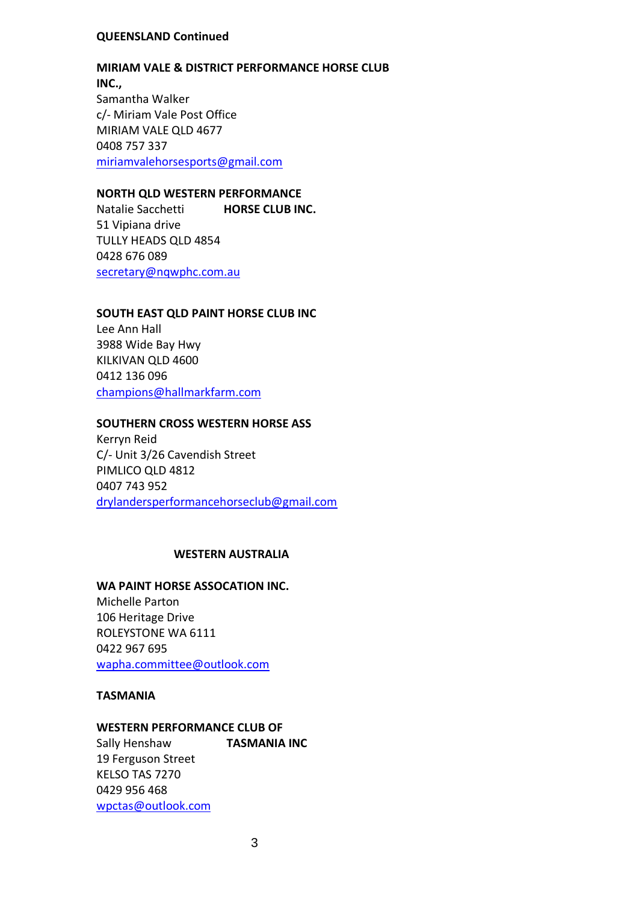**QUEENSLAND Continued**

**MIRIAM VALE & DISTRICT PERFORMANCE HORSE CLUB INC.,**
Samantha Walker
c/- Miriam Vale Post Office
MIRIAM VALE QLD 4677
0408 757 337
miriamvalehorsesports@gmail.com

**NORTH QLD WESTERN PERFORMANCE HORSE CLUB INC.**
Natalie Sacchetti
51 Vipiana drive
TULLY HEADS QLD 4854
0428 676 089
secretary@nqwphc.com.au

**SOUTH EAST QLD PAINT HORSE CLUB INC**
Lee Ann Hall
3988 Wide Bay Hwy
KILKIVAN QLD 4600
0412 136 096
champions@hallmarkfarm.com

**SOUTHERN CROSS WESTERN HORSE ASS**
Kerryn Reid
C/- Unit 3/26 Cavendish Street
PIMLICO QLD 4812
0407 743 952
drylandersperformancehorseclub@gmail.com

**WESTERN AUSTRALIA**

**WA PAINT HORSE ASSOCATION INC.**
Michelle Parton
106 Heritage Drive
ROLEYSTONE WA 6111
0422 967 695
wapha.committee@outlook.com

**TASMANIA**

**WESTERN PERFORMANCE CLUB OF TASMANIA INC**
Sally Henshaw
19 Ferguson Street
KELSO TAS 7270
0429 956 468
wpctas@outlook.com